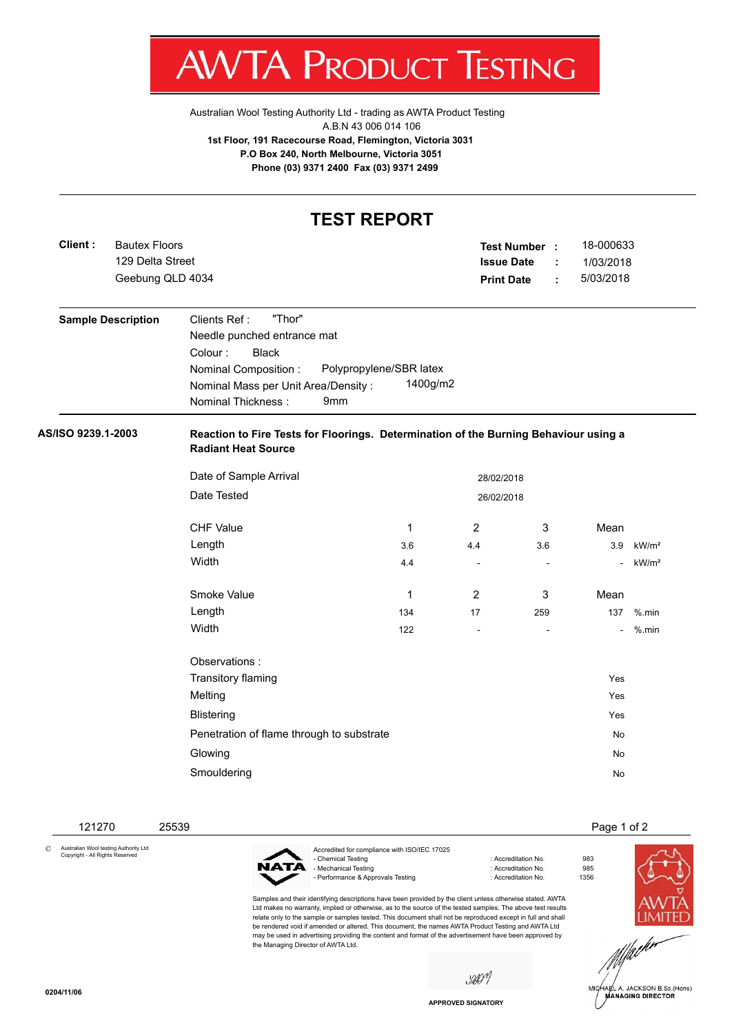# AWTA PRODUCT TESTING

Australian Wool Testing Authority Ltd - trading as AWTA Product Testing
A.B.N 43 006 014 106
**1st Floor, 191 Racecourse Road, Flemington, Victoria 3031**
**P.O Box 240, North Melbourne, Victoria 3051**
**Phone (03) 9371 2400 Fax (03) 9371 2499**

## TEST REPORT

**Client :** Bautex Floors
129 Delta Street
Geebung QLD 4034

**Test Number :** 18-000633
**Issue Date :** 1/03/2018
**Print Date :** 5/03/2018

**Sample Description**

Clients Ref : "Thor"
Needle punched entrance mat
Colour : Black
Nominal Composition : Polypropylene/SBR latex
Nominal Mass per Unit Area/Density : 1400g/m2
Nominal Thickness : 9mm

**AS/ISO 9239.1-2003** — **Reaction to Fire Tests for Floorings. Determination of the Burning Behaviour using a Radiant Heat Source**

Date of Sample Arrival: 28/02/2018
Date Tested: 26/02/2018

| CHF Value | 1 | 2 | 3 | Mean | |
|---|---|---|---|---|---|
| Length | 3.6 | 4.4 | 3.6 | 3.9 | kW/m² |
| Width | 4.4 | - | - | - | kW/m² |

| Smoke Value | 1 | 2 | 3 | Mean | |
|---|---|---|---|---|---|
| Length | 134 | 17 | 259 | 137 | %.min |
| Width | 122 | - | - | - | %.min |

| Observations : | |
|---|---|
| Transitory flaming | Yes |
| Melting | Yes |
| Blistering | Yes |
| Penetration of flame through to substrate | No |
| Glowing | No |
| Smouldering | No |

121270 25539

© Australian Wool testing Authority Ltd
Copyright - All Rights Reserved

NATA

Accredited for compliance with ISO/IEC 17025

| | | |
|---|---|---|
| - Chemical Testing | : Accreditation No. | 983 |
| - Mechanical Testing | : Accreditation No. | 985 |
| - Performance & Approvals Testing | : Accreditation No. | 1356 |

Samples and their identifying descriptions have been provided by the client unless otherwise stated. AWTA Ltd makes no warranty, implied or otherwise, as to the source of the tested samples. The above test results relate only to the sample or samples tested. This document shall not be reproduced except in full and shall be rendered void if amended or altered. This document, the names AWTA Product Testing and AWTA Ltd may be used in advertising providing the content and format of the advertisement have been approved by the Managing Director of AWTA Ltd.

AWTA LIMITED

APPROVED SIGNATORY

MICHAEL A. JACKSON B.Sc.(Hons)
MANAGING DIRECTOR

0204/11/06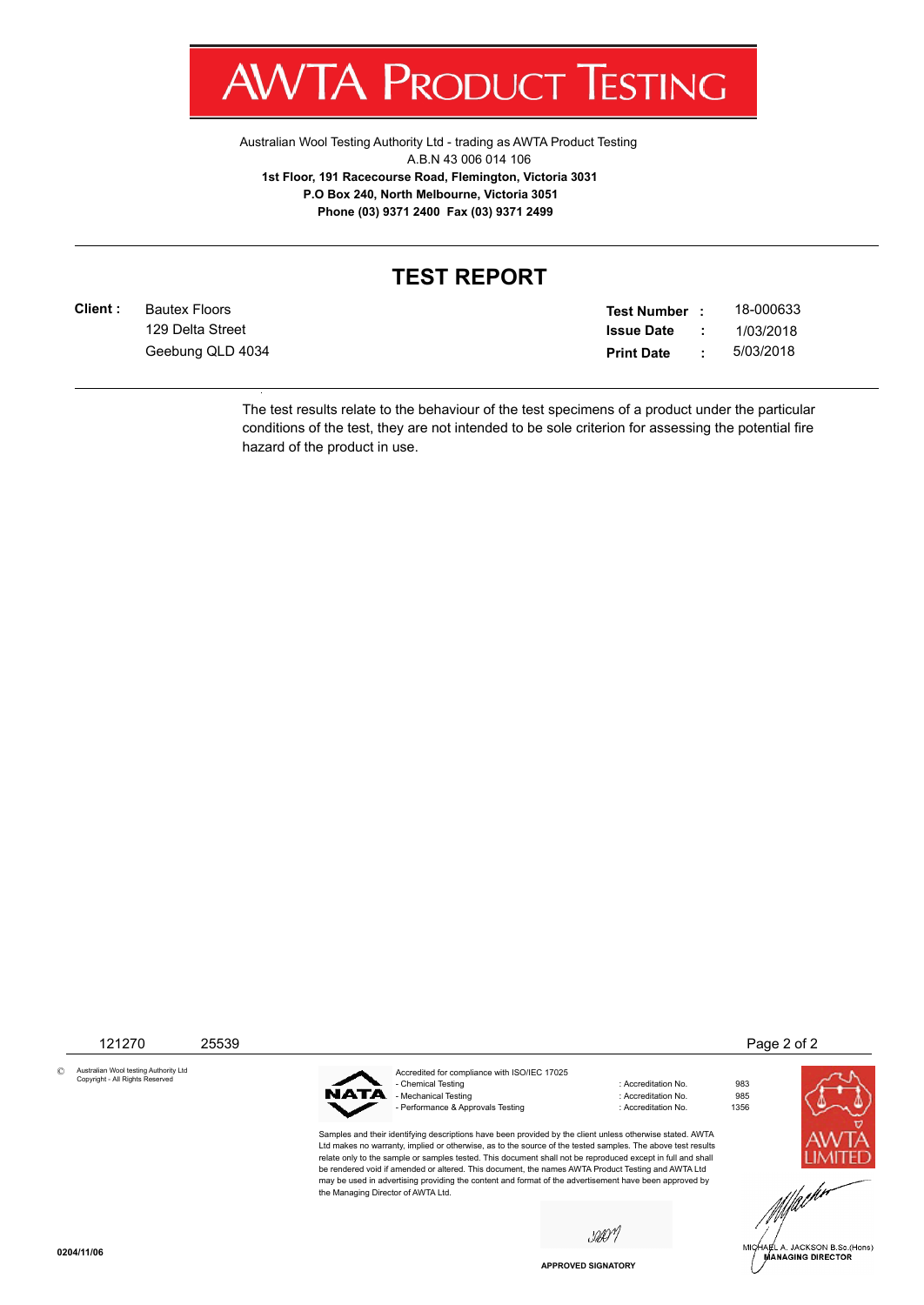# AWTA PRODUCT TESTING

Australian Wool Testing Authority Ltd - trading as AWTA Product Testing
A.B.N 43 006 014 106
**1st Floor, 191 Racecourse Road, Flemington, Victoria 3031**
**P.O Box 240, North Melbourne, Victoria 3051**
**Phone (03) 9371 2400 Fax (03) 9371 2499**

## TEST REPORT

**Client :** Bautex Floors
129 Delta Street
Geebung QLD 4034

**Test Number :** 18-000633
**Issue Date :** 1/03/2018
**Print Date :** 5/03/2018

The test results relate to the behaviour of the test specimens of a product under the particular conditions of the test, they are not intended to be sole criterion for assessing the potential fire hazard of the product in use.

121270 25539

© Australian Wool testing Authority Ltd
Copyright - All Rights Reserved

Accredited for compliance with ISO/IEC 17025

| | | |
|---|---|---|
| - Chemical Testing | : Accreditation No. | 983 |
| - Mechanical Testing | : Accreditation No. | 985 |
| - Performance & Approvals Testing | : Accreditation No. | 1356 |

Samples and their identifying descriptions have been provided by the client unless otherwise stated. AWTA Ltd makes no warranty, implied or otherwise, as to the source of the tested samples. The above test results relate only to the sample or samples tested. This document shall not be reproduced except in full and shall be rendered void if amended or altered. This document, the names AWTA Product Testing and AWTA Ltd may be used in advertising providing the content and format of the advertisement have been approved by the Managing Director of AWTA Ltd.

AWTA LIMITED

0204/11/06

APPROVED SIGNATORY

MICHAEL A. JACKSON B.Sc.(Hons)
MANAGING DIRECTOR